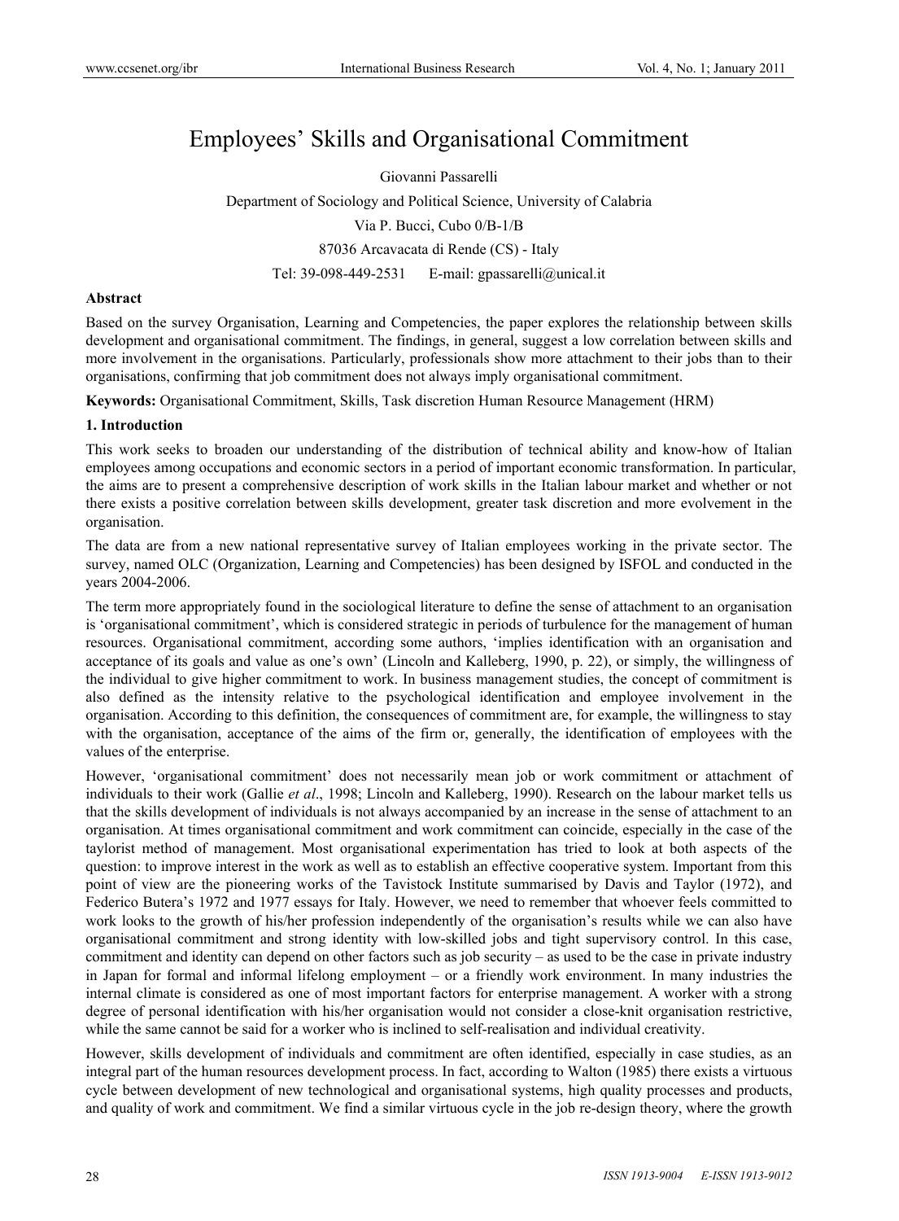# Employees' Skills and Organisational Commitment

Giovanni Passarelli

Department of Sociology and Political Science, University of Calabria

Via P. Bucci, Cubo 0/B-1/B

87036 Arcavacata di Rende (CS) - Italy

Tel: 39-098-449-2531 E-mail: gpassarelli@unical.it

**Abstract**

Based on the survey Organisation, Learning and Competencies, the paper explores the relationship between skills development and organisational commitment. The findings, in general, suggest a low correlation between skills and more involvement in the organisations. Particularly, professionals show more attachment to their jobs than to their organisations, confirming that job commitment does not always imply organisational commitment.

**Keywords:** Organisational Commitment, Skills, Task discretion Human Resource Management (HRM)

## 1. Introduction

This work seeks to broaden our understanding of the distribution of technical ability and know-how of Italian employees among occupations and economic sectors in a period of important economic transformation. In particular, the aims are to present a comprehensive description of work skills in the Italian labour market and whether or not there exists a positive correlation between skills development, greater task discretion and more evolvement in the organisation.

The data are from a new national representative survey of Italian employees working in the private sector. The survey, named OLC (Organization, Learning and Competencies) has been designed by ISFOL and conducted in the years 2004-2006.

The term more appropriately found in the sociological literature to define the sense of attachment to an organisation is 'organisational commitment', which is considered strategic in periods of turbulence for the management of human resources. Organisational commitment, according some authors, 'implies identification with an organisation and acceptance of its goals and value as one's own' (Lincoln and Kalleberg, 1990, p. 22), or simply, the willingness of the individual to give higher commitment to work. In business management studies, the concept of commitment is also defined as the intensity relative to the psychological identification and employee involvement in the organisation. According to this definition, the consequences of commitment are, for example, the willingness to stay with the organisation, acceptance of the aims of the firm or, generally, the identification of employees with the values of the enterprise.

However, 'organisational commitment' does not necessarily mean job or work commitment or attachment of individuals to their work (Gallie *et al*., 1998; Lincoln and Kalleberg, 1990). Research on the labour market tells us that the skills development of individuals is not always accompanied by an increase in the sense of attachment to an organisation. At times organisational commitment and work commitment can coincide, especially in the case of the taylorist method of management. Most organisational experimentation has tried to look at both aspects of the question: to improve interest in the work as well as to establish an effective cooperative system. Important from this point of view are the pioneering works of the Tavistock Institute summarised by Davis and Taylor (1972), and Federico Butera's 1972 and 1977 essays for Italy. However, we need to remember that whoever feels committed to work looks to the growth of his/her profession independently of the organisation's results while we can also have organisational commitment and strong identity with low-skilled jobs and tight supervisory control. In this case, commitment and identity can depend on other factors such as job security – as used to be the case in private industry in Japan for formal and informal lifelong employment – or a friendly work environment. In many industries the internal climate is considered as one of most important factors for enterprise management. A worker with a strong degree of personal identification with his/her organisation would not consider a close-knit organisation restrictive, while the same cannot be said for a worker who is inclined to self-realisation and individual creativity.

However, skills development of individuals and commitment are often identified, especially in case studies, as an integral part of the human resources development process. In fact, according to Walton (1985) there exists a virtuous cycle between development of new technological and organisational systems, high quality processes and products, and quality of work and commitment. We find a similar virtuous cycle in the job re-design theory, where the growth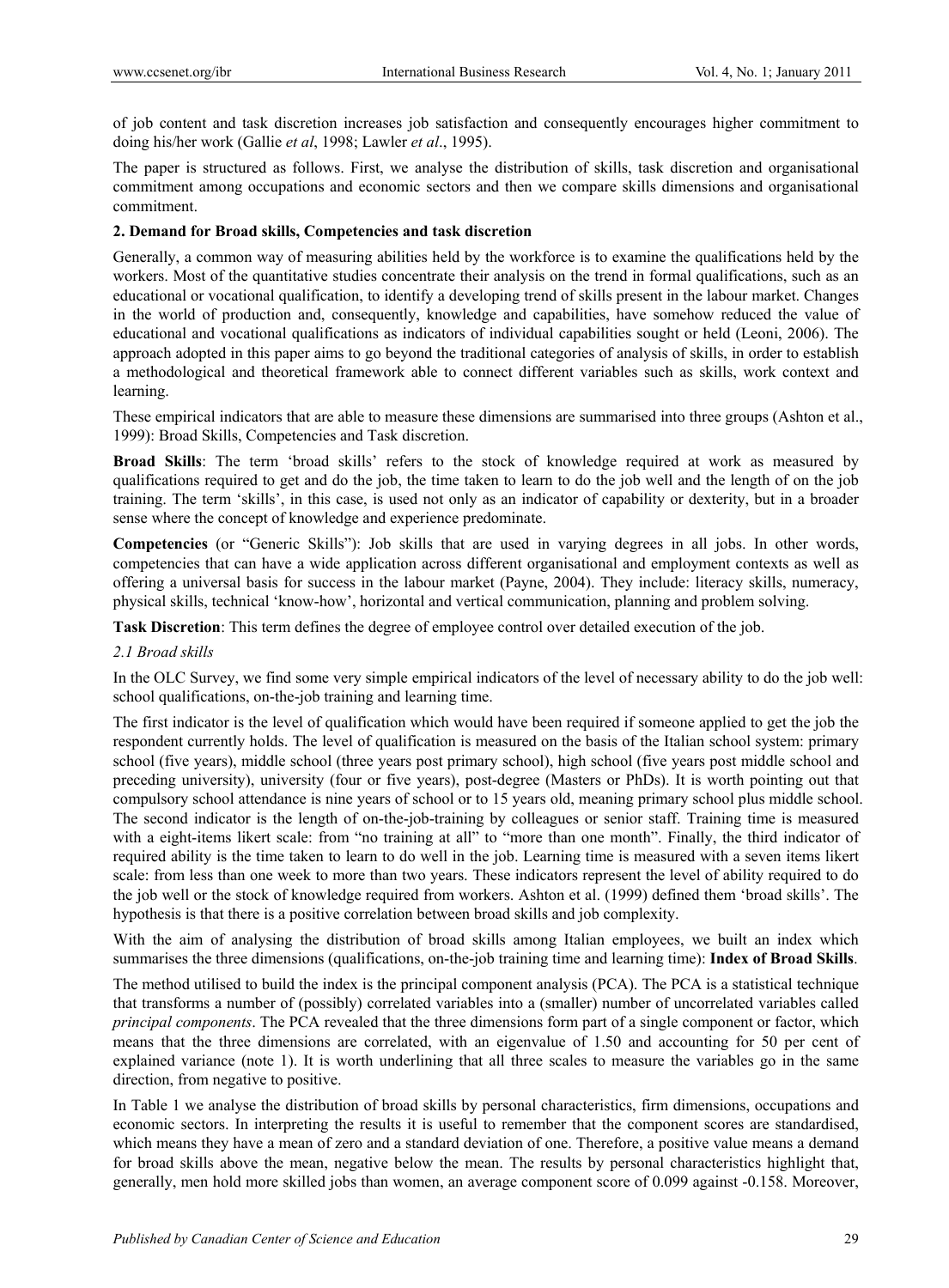of job content and task discretion increases job satisfaction and consequently encourages higher commitment to doing his/her work (Gallie *et al*, 1998; Lawler *et al*., 1995).

The paper is structured as follows. First, we analyse the distribution of skills, task discretion and organisational commitment among occupations and economic sectors and then we compare skills dimensions and organisational commitment.

## 2. Demand for Broad skills, Competencies and task discretion

Generally, a common way of measuring abilities held by the workforce is to examine the qualifications held by the workers. Most of the quantitative studies concentrate their analysis on the trend in formal qualifications, such as an educational or vocational qualification, to identify a developing trend of skills present in the labour market. Changes in the world of production and, consequently, knowledge and capabilities, have somehow reduced the value of educational and vocational qualifications as indicators of individual capabilities sought or held (Leoni, 2006). The approach adopted in this paper aims to go beyond the traditional categories of analysis of skills, in order to establish a methodological and theoretical framework able to connect different variables such as skills, work context and learning.

These empirical indicators that are able to measure these dimensions are summarised into three groups (Ashton et al., 1999): Broad Skills, Competencies and Task discretion.

**Broad Skills**: The term 'broad skills' refers to the stock of knowledge required at work as measured by qualifications required to get and do the job, the time taken to learn to do the job well and the length of on the job training. The term 'skills', in this case, is used not only as an indicator of capability or dexterity, but in a broader sense where the concept of knowledge and experience predominate.

**Competencies** (or "Generic Skills"): Job skills that are used in varying degrees in all jobs. In other words, competencies that can have a wide application across different organisational and employment contexts as well as offering a universal basis for success in the labour market (Payne, 2004). They include: literacy skills, numeracy, physical skills, technical 'know-how', horizontal and vertical communication, planning and problem solving.

**Task Discretion**: This term defines the degree of employee control over detailed execution of the job.

### *2.1 Broad skills*

In the OLC Survey, we find some very simple empirical indicators of the level of necessary ability to do the job well: school qualifications, on-the-job training and learning time.

The first indicator is the level of qualification which would have been required if someone applied to get the job the respondent currently holds. The level of qualification is measured on the basis of the Italian school system: primary school (five years), middle school (three years post primary school), high school (five years post middle school and preceding university), university (four or five years), post-degree (Masters or PhDs). It is worth pointing out that compulsory school attendance is nine years of school or to 15 years old, meaning primary school plus middle school. The second indicator is the length of on-the-job-training by colleagues or senior staff. Training time is measured with a eight-items likert scale: from "no training at all" to "more than one month". Finally, the third indicator of required ability is the time taken to learn to do well in the job. Learning time is measured with a seven items likert scale: from less than one week to more than two years. These indicators represent the level of ability required to do the job well or the stock of knowledge required from workers. Ashton et al. (1999) defined them 'broad skills'. The hypothesis is that there is a positive correlation between broad skills and job complexity.

With the aim of analysing the distribution of broad skills among Italian employees, we built an index which summarises the three dimensions (qualifications, on-the-job training time and learning time): **Index of Broad Skills**.

The method utilised to build the index is the principal component analysis (PCA). The PCA is a statistical technique that transforms a number of (possibly) correlated variables into a (smaller) number of uncorrelated variables called *principal components*. The PCA revealed that the three dimensions form part of a single component or factor, which means that the three dimensions are correlated, with an eigenvalue of 1.50 and accounting for 50 per cent of explained variance (note 1). It is worth underlining that all three scales to measure the variables go in the same direction, from negative to positive.

In Table 1 we analyse the distribution of broad skills by personal characteristics, firm dimensions, occupations and economic sectors. In interpreting the results it is useful to remember that the component scores are standardised, which means they have a mean of zero and a standard deviation of one. Therefore, a positive value means a demand for broad skills above the mean, negative below the mean. The results by personal characteristics highlight that, generally, men hold more skilled jobs than women, an average component score of 0.099 against -0.158. Moreover,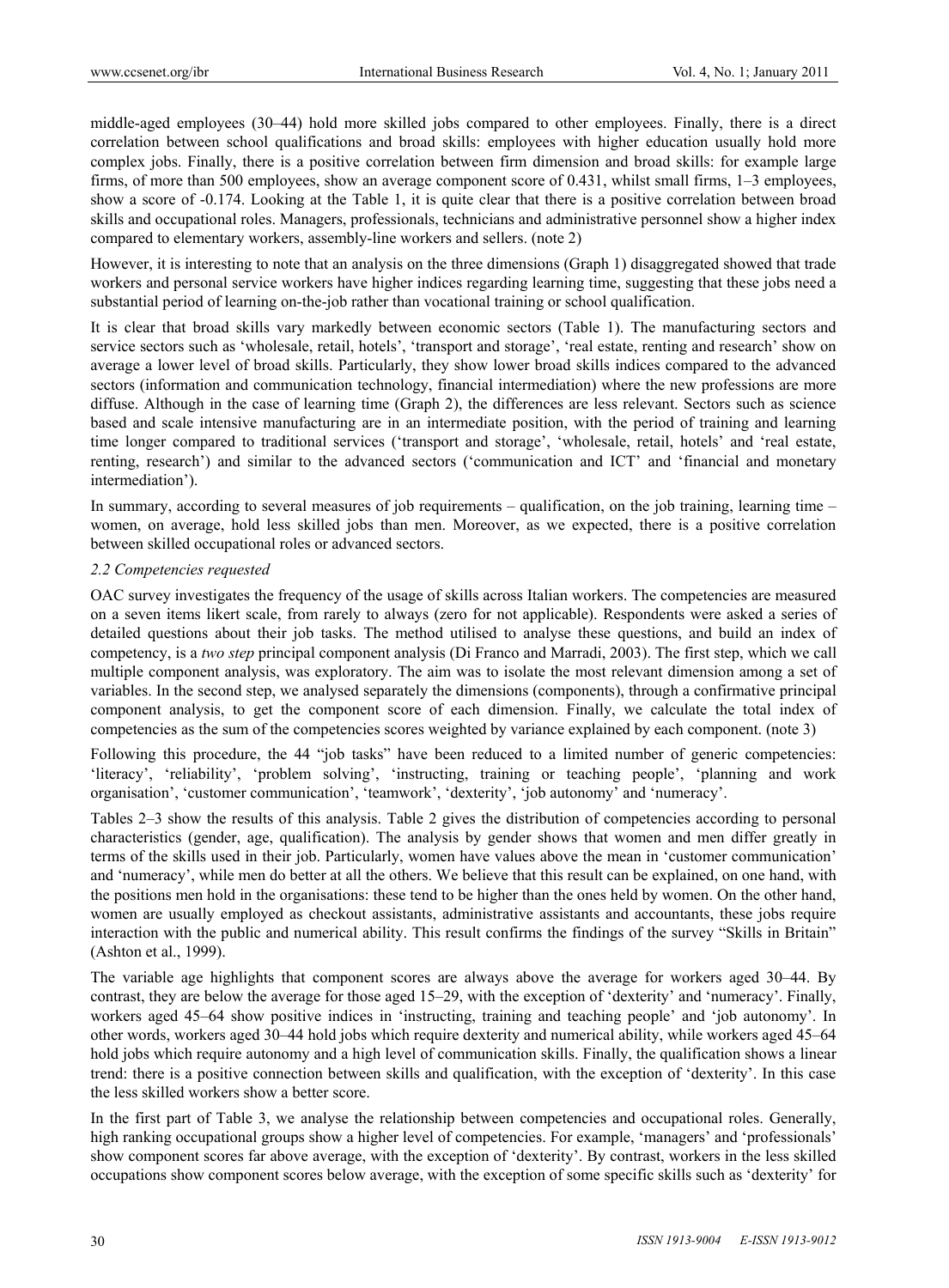middle-aged employees (30–44) hold more skilled jobs compared to other employees. Finally, there is a direct correlation between school qualifications and broad skills: employees with higher education usually hold more complex jobs. Finally, there is a positive correlation between firm dimension and broad skills: for example large firms, of more than 500 employees, show an average component score of 0.431, whilst small firms, 1–3 employees, show a score of -0.174. Looking at the Table 1, it is quite clear that there is a positive correlation between broad skills and occupational roles. Managers, professionals, technicians and administrative personnel show a higher index compared to elementary workers, assembly-line workers and sellers. (note 2)

However, it is interesting to note that an analysis on the three dimensions (Graph 1) disaggregated showed that trade workers and personal service workers have higher indices regarding learning time, suggesting that these jobs need a substantial period of learning on-the-job rather than vocational training or school qualification.

It is clear that broad skills vary markedly between economic sectors (Table 1). The manufacturing sectors and service sectors such as 'wholesale, retail, hotels', 'transport and storage', 'real estate, renting and research' show on average a lower level of broad skills. Particularly, they show lower broad skills indices compared to the advanced sectors (information and communication technology, financial intermediation) where the new professions are more diffuse. Although in the case of learning time (Graph 2), the differences are less relevant. Sectors such as science based and scale intensive manufacturing are in an intermediate position, with the period of training and learning time longer compared to traditional services ('transport and storage', 'wholesale, retail, hotels' and 'real estate, renting, research') and similar to the advanced sectors ('communication and ICT' and 'financial and monetary intermediation').

In summary, according to several measures of job requirements – qualification, on the job training, learning time – women, on average, hold less skilled jobs than men. Moreover, as we expected, there is a positive correlation between skilled occupational roles or advanced sectors.

### *2.2 Competencies requested*

OAC survey investigates the frequency of the usage of skills across Italian workers. The competencies are measured on a seven items likert scale, from rarely to always (zero for not applicable). Respondents were asked a series of detailed questions about their job tasks. The method utilised to analyse these questions, and build an index of competency, is a *two step* principal component analysis (Di Franco and Marradi, 2003). The first step, which we call multiple component analysis, was exploratory. The aim was to isolate the most relevant dimension among a set of variables. In the second step, we analysed separately the dimensions (components), through a confirmative principal component analysis, to get the component score of each dimension. Finally, we calculate the total index of competencies as the sum of the competencies scores weighted by variance explained by each component. (note 3)

Following this procedure, the 44 "job tasks" have been reduced to a limited number of generic competencies: 'literacy', 'reliability', 'problem solving', 'instructing, training or teaching people', 'planning and work organisation', 'customer communication', 'teamwork', 'dexterity', 'job autonomy' and 'numeracy'.

Tables 2–3 show the results of this analysis. Table 2 gives the distribution of competencies according to personal characteristics (gender, age, qualification). The analysis by gender shows that women and men differ greatly in terms of the skills used in their job. Particularly, women have values above the mean in 'customer communication' and 'numeracy', while men do better at all the others. We believe that this result can be explained, on one hand, with the positions men hold in the organisations: these tend to be higher than the ones held by women. On the other hand, women are usually employed as checkout assistants, administrative assistants and accountants, these jobs require interaction with the public and numerical ability. This result confirms the findings of the survey "Skills in Britain" (Ashton et al., 1999).

The variable age highlights that component scores are always above the average for workers aged 30–44. By contrast, they are below the average for those aged 15–29, with the exception of 'dexterity' and 'numeracy'. Finally, workers aged 45–64 show positive indices in 'instructing, training and teaching people' and 'job autonomy'. In other words, workers aged 30–44 hold jobs which require dexterity and numerical ability, while workers aged 45–64 hold jobs which require autonomy and a high level of communication skills. Finally, the qualification shows a linear trend: there is a positive connection between skills and qualification, with the exception of 'dexterity'. In this case the less skilled workers show a better score.

In the first part of Table 3, we analyse the relationship between competencies and occupational roles. Generally, high ranking occupational groups show a higher level of competencies. For example, 'managers' and 'professionals' show component scores far above average, with the exception of 'dexterity'. By contrast, workers in the less skilled occupations show component scores below average, with the exception of some specific skills such as 'dexterity' for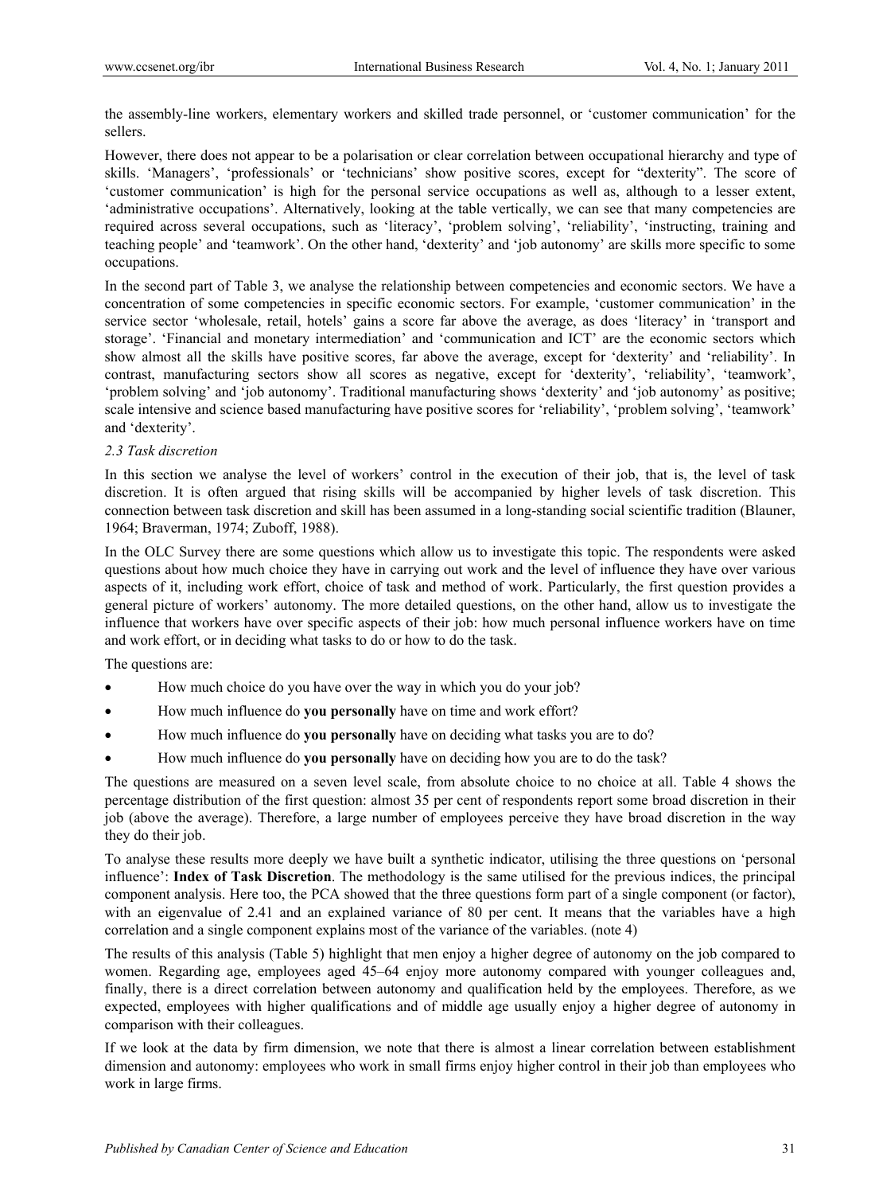the assembly-line workers, elementary workers and skilled trade personnel, or 'customer communication' for the sellers.

However, there does not appear to be a polarisation or clear correlation between occupational hierarchy and type of skills. 'Managers', 'professionals' or 'technicians' show positive scores, except for "dexterity". The score of 'customer communication' is high for the personal service occupations as well as, although to a lesser extent, 'administrative occupations'. Alternatively, looking at the table vertically, we can see that many competencies are required across several occupations, such as 'literacy', 'problem solving', 'reliability', 'instructing, training and teaching people' and 'teamwork'. On the other hand, 'dexterity' and 'job autonomy' are skills more specific to some occupations.

In the second part of Table 3, we analyse the relationship between competencies and economic sectors. We have a concentration of some competencies in specific economic sectors. For example, 'customer communication' in the service sector 'wholesale, retail, hotels' gains a score far above the average, as does 'literacy' in 'transport and storage'. 'Financial and monetary intermediation' and 'communication and ICT' are the economic sectors which show almost all the skills have positive scores, far above the average, except for 'dexterity' and 'reliability'. In contrast, manufacturing sectors show all scores as negative, except for 'dexterity', 'reliability', 'teamwork', 'problem solving' and 'job autonomy'. Traditional manufacturing shows 'dexterity' and 'job autonomy' as positive; scale intensive and science based manufacturing have positive scores for 'reliability', 'problem solving', 'teamwork' and 'dexterity'.

### *2.3 Task discretion*

In this section we analyse the level of workers' control in the execution of their job, that is, the level of task discretion. It is often argued that rising skills will be accompanied by higher levels of task discretion. This connection between task discretion and skill has been assumed in a long-standing social scientific tradition (Blauner, 1964; Braverman, 1974; Zuboff, 1988).

In the OLC Survey there are some questions which allow us to investigate this topic. The respondents were asked questions about how much choice they have in carrying out work and the level of influence they have over various aspects of it, including work effort, choice of task and method of work. Particularly, the first question provides a general picture of workers' autonomy. The more detailed questions, on the other hand, allow us to investigate the influence that workers have over specific aspects of their job: how much personal influence workers have on time and work effort, or in deciding what tasks to do or how to do the task.

The questions are:

- How much choice do you have over the way in which you do your job?
- How much influence do **you personally** have on time and work effort?
- How much influence do **you personally** have on deciding what tasks you are to do?
- How much influence do **you personally** have on deciding how you are to do the task?

The questions are measured on a seven level scale, from absolute choice to no choice at all. Table 4 shows the percentage distribution of the first question: almost 35 per cent of respondents report some broad discretion in their job (above the average). Therefore, a large number of employees perceive they have broad discretion in the way they do their job.

To analyse these results more deeply we have built a synthetic indicator, utilising the three questions on 'personal influence': **Index of Task Discretion**. The methodology is the same utilised for the previous indices, the principal component analysis. Here too, the PCA showed that the three questions form part of a single component (or factor), with an eigenvalue of 2.41 and an explained variance of 80 per cent. It means that the variables have a high correlation and a single component explains most of the variance of the variables. (note 4)

The results of this analysis (Table 5) highlight that men enjoy a higher degree of autonomy on the job compared to women. Regarding age, employees aged 45–64 enjoy more autonomy compared with younger colleagues and, finally, there is a direct correlation between autonomy and qualification held by the employees. Therefore, as we expected, employees with higher qualifications and of middle age usually enjoy a higher degree of autonomy in comparison with their colleagues.

If we look at the data by firm dimension, we note that there is almost a linear correlation between establishment dimension and autonomy: employees who work in small firms enjoy higher control in their job than employees who work in large firms.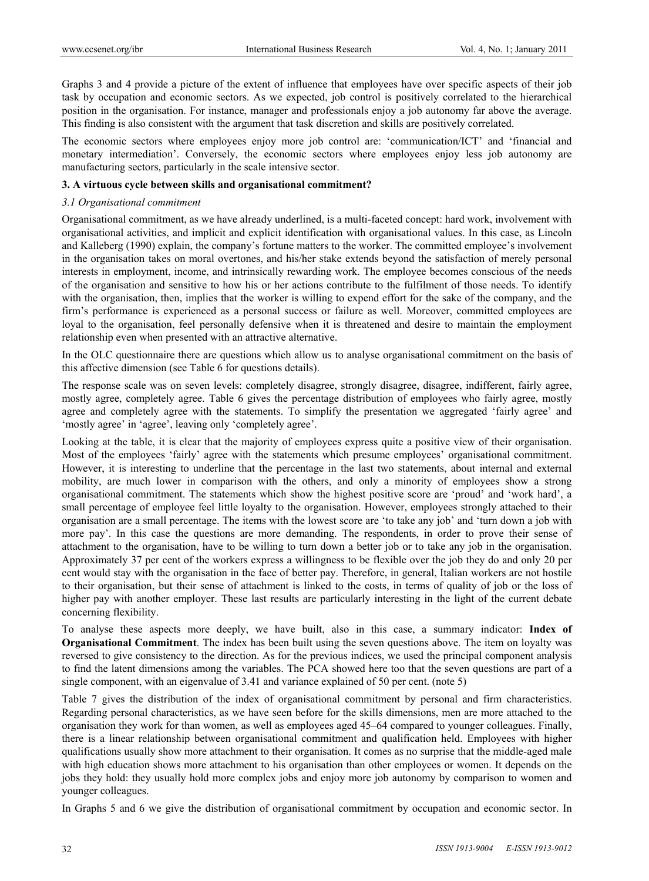Graphs 3 and 4 provide a picture of the extent of influence that employees have over specific aspects of their job task by occupation and economic sectors. As we expected, job control is positively correlated to the hierarchical position in the organisation. For instance, manager and professionals enjoy a job autonomy far above the average. This finding is also consistent with the argument that task discretion and skills are positively correlated.

The economic sectors where employees enjoy more job control are: 'communication/ICT' and 'financial and monetary intermediation'. Conversely, the economic sectors where employees enjoy less job autonomy are manufacturing sectors, particularly in the scale intensive sector.

**3. A virtuous cycle between skills and organisational commitment?**

*3.1 Organisational commitment*

Organisational commitment, as we have already underlined, is a multi-faceted concept: hard work, involvement with organisational activities, and implicit and explicit identification with organisational values. In this case, as Lincoln and Kalleberg (1990) explain, the company's fortune matters to the worker. The committed employee's involvement in the organisation takes on moral overtones, and his/her stake extends beyond the satisfaction of merely personal interests in employment, income, and intrinsically rewarding work. The employee becomes conscious of the needs of the organisation and sensitive to how his or her actions contribute to the fulfilment of those needs. To identify with the organisation, then, implies that the worker is willing to expend effort for the sake of the company, and the firm's performance is experienced as a personal success or failure as well. Moreover, committed employees are loyal to the organisation, feel personally defensive when it is threatened and desire to maintain the employment relationship even when presented with an attractive alternative.

In the OLC questionnaire there are questions which allow us to analyse organisational commitment on the basis of this affective dimension (see Table 6 for questions details).

The response scale was on seven levels: completely disagree, strongly disagree, disagree, indifferent, fairly agree, mostly agree, completely agree. Table 6 gives the percentage distribution of employees who fairly agree, mostly agree and completely agree with the statements. To simplify the presentation we aggregated 'fairly agree' and 'mostly agree' in 'agree', leaving only 'completely agree'.

Looking at the table, it is clear that the majority of employees express quite a positive view of their organisation. Most of the employees 'fairly' agree with the statements which presume employees' organisational commitment. However, it is interesting to underline that the percentage in the last two statements, about internal and external mobility, are much lower in comparison with the others, and only a minority of employees show a strong organisational commitment. The statements which show the highest positive score are 'proud' and 'work hard', a small percentage of employee feel little loyalty to the organisation. However, employees strongly attached to their organisation are a small percentage. The items with the lowest score are 'to take any job' and 'turn down a job with more pay'. In this case the questions are more demanding. The respondents, in order to prove their sense of attachment to the organisation, have to be willing to turn down a better job or to take any job in the organisation. Approximately 37 per cent of the workers express a willingness to be flexible over the job they do and only 20 per cent would stay with the organisation in the face of better pay. Therefore, in general, Italian workers are not hostile to their organisation, but their sense of attachment is linked to the costs, in terms of quality of job or the loss of higher pay with another employer. These last results are particularly interesting in the light of the current debate concerning flexibility.

To analyse these aspects more deeply, we have built, also in this case, a summary indicator: **Index of Organisational Commitment**. The index has been built using the seven questions above. The item on loyalty was reversed to give consistency to the direction. As for the previous indices, we used the principal component analysis to find the latent dimensions among the variables. The PCA showed here too that the seven questions are part of a single component, with an eigenvalue of 3.41 and variance explained of 50 per cent. (note 5)

Table 7 gives the distribution of the index of organisational commitment by personal and firm characteristics. Regarding personal characteristics, as we have seen before for the skills dimensions, men are more attached to the organisation they work for than women, as well as employees aged 45–64 compared to younger colleagues. Finally, there is a linear relationship between organisational commitment and qualification held. Employees with higher qualifications usually show more attachment to their organisation. It comes as no surprise that the middle-aged male with high education shows more attachment to his organisation than other employees or women. It depends on the jobs they hold: they usually hold more complex jobs and enjoy more job autonomy by comparison to women and younger colleagues.

In Graphs 5 and 6 we give the distribution of organisational commitment by occupation and economic sector. In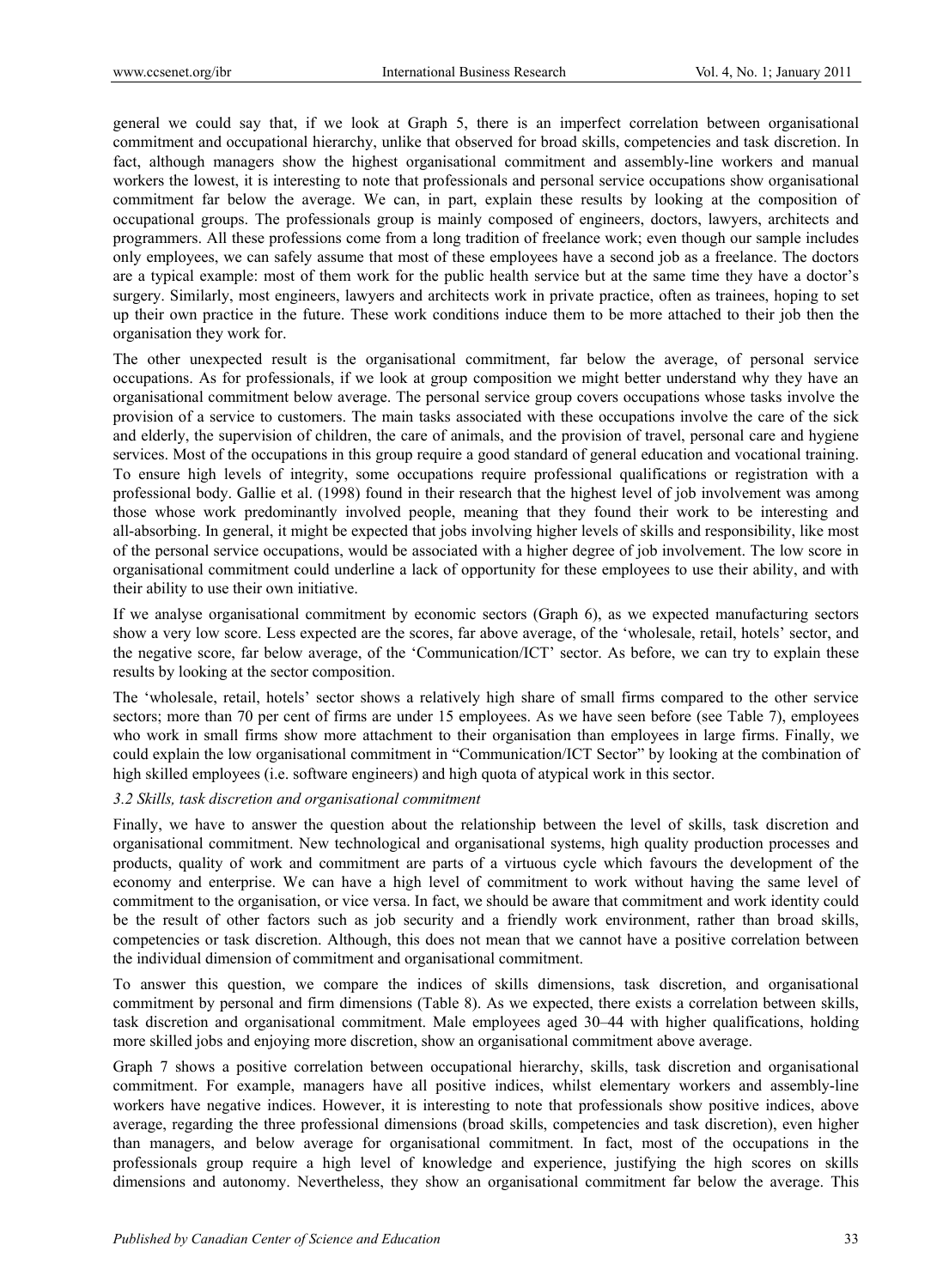general we could say that, if we look at Graph 5, there is an imperfect correlation between organisational commitment and occupational hierarchy, unlike that observed for broad skills, competencies and task discretion. In fact, although managers show the highest organisational commitment and assembly-line workers and manual workers the lowest, it is interesting to note that professionals and personal service occupations show organisational commitment far below the average. We can, in part, explain these results by looking at the composition of occupational groups. The professionals group is mainly composed of engineers, doctors, lawyers, architects and programmers. All these professions come from a long tradition of freelance work; even though our sample includes only employees, we can safely assume that most of these employees have a second job as a freelance. The doctors are a typical example: most of them work for the public health service but at the same time they have a doctor's surgery. Similarly, most engineers, lawyers and architects work in private practice, often as trainees, hoping to set up their own practice in the future. These work conditions induce them to be more attached to their job then the organisation they work for.

The other unexpected result is the organisational commitment, far below the average, of personal service occupations. As for professionals, if we look at group composition we might better understand why they have an organisational commitment below average. The personal service group covers occupations whose tasks involve the provision of a service to customers. The main tasks associated with these occupations involve the care of the sick and elderly, the supervision of children, the care of animals, and the provision of travel, personal care and hygiene services. Most of the occupations in this group require a good standard of general education and vocational training. To ensure high levels of integrity, some occupations require professional qualifications or registration with a professional body. Gallie et al. (1998) found in their research that the highest level of job involvement was among those whose work predominantly involved people, meaning that they found their work to be interesting and all-absorbing. In general, it might be expected that jobs involving higher levels of skills and responsibility, like most of the personal service occupations, would be associated with a higher degree of job involvement. The low score in organisational commitment could underline a lack of opportunity for these employees to use their ability, and with their ability to use their own initiative.

If we analyse organisational commitment by economic sectors (Graph 6), as we expected manufacturing sectors show a very low score. Less expected are the scores, far above average, of the 'wholesale, retail, hotels' sector, and the negative score, far below average, of the 'Communication/ICT' sector. As before, we can try to explain these results by looking at the sector composition.

The 'wholesale, retail, hotels' sector shows a relatively high share of small firms compared to the other service sectors; more than 70 per cent of firms are under 15 employees. As we have seen before (see Table 7), employees who work in small firms show more attachment to their organisation than employees in large firms. Finally, we could explain the low organisational commitment in "Communication/ICT Sector" by looking at the combination of high skilled employees (i.e. software engineers) and high quota of atypical work in this sector.

### *3.2 Skills, task discretion and organisational commitment*

Finally, we have to answer the question about the relationship between the level of skills, task discretion and organisational commitment. New technological and organisational systems, high quality production processes and products, quality of work and commitment are parts of a virtuous cycle which favours the development of the economy and enterprise. We can have a high level of commitment to work without having the same level of commitment to the organisation, or vice versa. In fact, we should be aware that commitment and work identity could be the result of other factors such as job security and a friendly work environment, rather than broad skills, competencies or task discretion. Although, this does not mean that we cannot have a positive correlation between the individual dimension of commitment and organisational commitment.

To answer this question, we compare the indices of skills dimensions, task discretion, and organisational commitment by personal and firm dimensions (Table 8). As we expected, there exists a correlation between skills, task discretion and organisational commitment. Male employees aged 30–44 with higher qualifications, holding more skilled jobs and enjoying more discretion, show an organisational commitment above average.

Graph 7 shows a positive correlation between occupational hierarchy, skills, task discretion and organisational commitment. For example, managers have all positive indices, whilst elementary workers and assembly-line workers have negative indices. However, it is interesting to note that professionals show positive indices, above average, regarding the three professional dimensions (broad skills, competencies and task discretion), even higher than managers, and below average for organisational commitment. In fact, most of the occupations in the professionals group require a high level of knowledge and experience, justifying the high scores on skills dimensions and autonomy. Nevertheless, they show an organisational commitment far below the average. This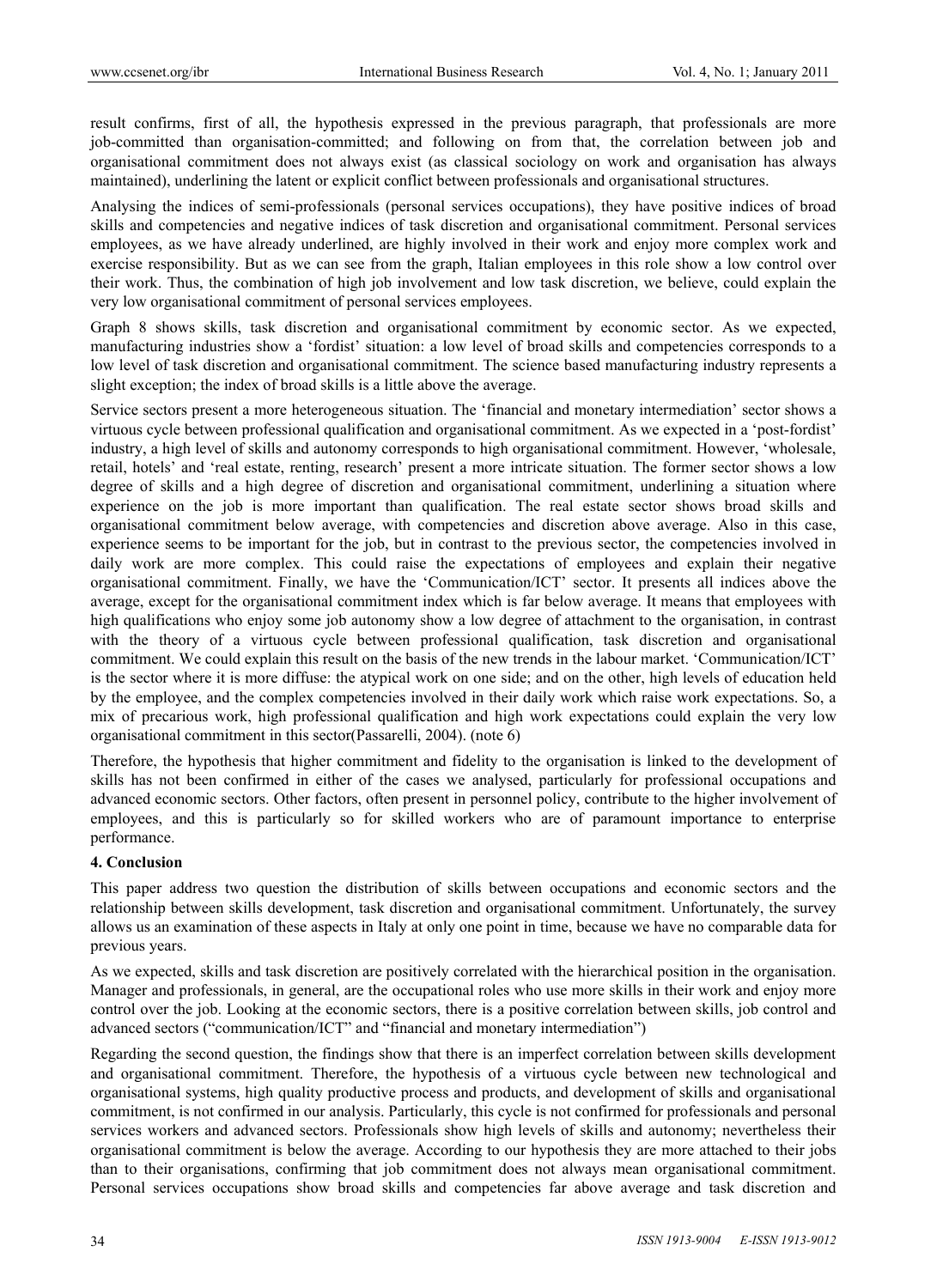result confirms, first of all, the hypothesis expressed in the previous paragraph, that professionals are more job-committed than organisation-committed; and following on from that, the correlation between job and organisational commitment does not always exist (as classical sociology on work and organisation has always maintained), underlining the latent or explicit conflict between professionals and organisational structures.

Analysing the indices of semi-professionals (personal services occupations), they have positive indices of broad skills and competencies and negative indices of task discretion and organisational commitment. Personal services employees, as we have already underlined, are highly involved in their work and enjoy more complex work and exercise responsibility. But as we can see from the graph, Italian employees in this role show a low control over their work. Thus, the combination of high job involvement and low task discretion, we believe, could explain the very low organisational commitment of personal services employees.

Graph 8 shows skills, task discretion and organisational commitment by economic sector. As we expected, manufacturing industries show a 'fordist' situation: a low level of broad skills and competencies corresponds to a low level of task discretion and organisational commitment. The science based manufacturing industry represents a slight exception; the index of broad skills is a little above the average.

Service sectors present a more heterogeneous situation. The 'financial and monetary intermediation' sector shows a virtuous cycle between professional qualification and organisational commitment. As we expected in a 'post-fordist' industry, a high level of skills and autonomy corresponds to high organisational commitment. However, 'wholesale, retail, hotels' and 'real estate, renting, research' present a more intricate situation. The former sector shows a low degree of skills and a high degree of discretion and organisational commitment, underlining a situation where experience on the job is more important than qualification. The real estate sector shows broad skills and organisational commitment below average, with competencies and discretion above average. Also in this case, experience seems to be important for the job, but in contrast to the previous sector, the competencies involved in daily work are more complex. This could raise the expectations of employees and explain their negative organisational commitment. Finally, we have the 'Communication/ICT' sector. It presents all indices above the average, except for the organisational commitment index which is far below average. It means that employees with high qualifications who enjoy some job autonomy show a low degree of attachment to the organisation, in contrast with the theory of a virtuous cycle between professional qualification, task discretion and organisational commitment. We could explain this result on the basis of the new trends in the labour market. 'Communication/ICT' is the sector where it is more diffuse: the atypical work on one side; and on the other, high levels of education held by the employee, and the complex competencies involved in their daily work which raise work expectations. So, a mix of precarious work, high professional qualification and high work expectations could explain the very low organisational commitment in this sector(Passarelli, 2004). (note 6)

Therefore, the hypothesis that higher commitment and fidelity to the organisation is linked to the development of skills has not been confirmed in either of the cases we analysed, particularly for professional occupations and advanced economic sectors. Other factors, often present in personnel policy, contribute to the higher involvement of employees, and this is particularly so for skilled workers who are of paramount importance to enterprise performance.

## 4. Conclusion

This paper address two question the distribution of skills between occupations and economic sectors and the relationship between skills development, task discretion and organisational commitment. Unfortunately, the survey allows us an examination of these aspects in Italy at only one point in time, because we have no comparable data for previous years.

As we expected, skills and task discretion are positively correlated with the hierarchical position in the organisation. Manager and professionals, in general, are the occupational roles who use more skills in their work and enjoy more control over the job. Looking at the economic sectors, there is a positive correlation between skills, job control and advanced sectors ("communication/ICT" and "financial and monetary intermediation")

Regarding the second question, the findings show that there is an imperfect correlation between skills development and organisational commitment. Therefore, the hypothesis of a virtuous cycle between new technological and organisational systems, high quality productive process and products, and development of skills and organisational commitment, is not confirmed in our analysis. Particularly, this cycle is not confirmed for professionals and personal services workers and advanced sectors. Professionals show high levels of skills and autonomy; nevertheless their organisational commitment is below the average. According to our hypothesis they are more attached to their jobs than to their organisations, confirming that job commitment does not always mean organisational commitment. Personal services occupations show broad skills and competencies far above average and task discretion and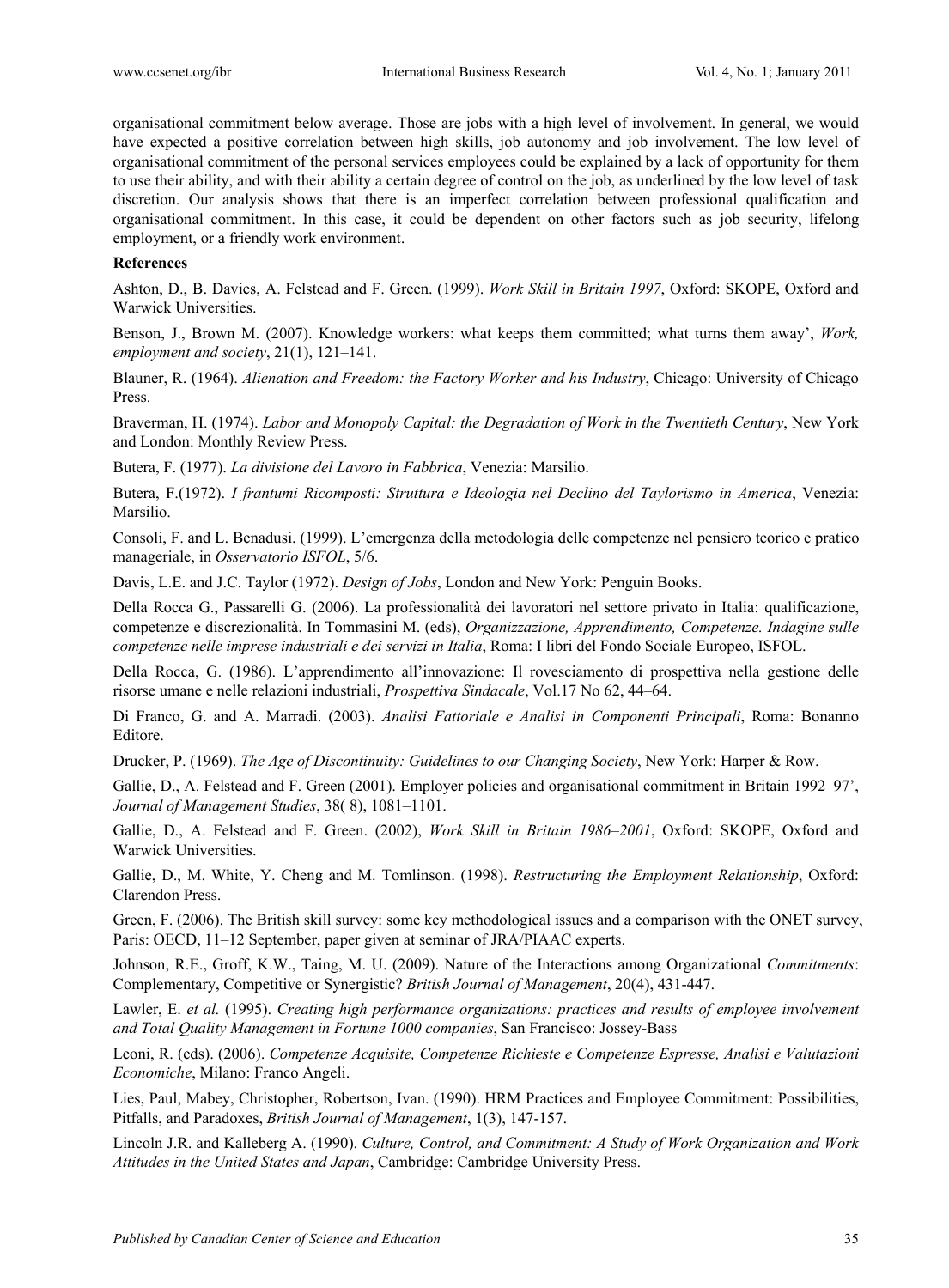organisational commitment below average. Those are jobs with a high level of involvement. In general, we would have expected a positive correlation between high skills, job autonomy and job involvement. The low level of organisational commitment of the personal services employees could be explained by a lack of opportunity for them to use their ability, and with their ability a certain degree of control on the job, as underlined by the low level of task discretion. Our analysis shows that there is an imperfect correlation between professional qualification and organisational commitment. In this case, it could be dependent on other factors such as job security, lifelong employment, or a friendly work environment.

**References**

Ashton, D., B. Davies, A. Felstead and F. Green. (1999). *Work Skill in Britain 1997*, Oxford: SKOPE, Oxford and Warwick Universities.

Benson, J., Brown M. (2007). Knowledge workers: what keeps them committed; what turns them away', *Work, employment and society*, 21(1), 121–141.

Blauner, R. (1964). *Alienation and Freedom: the Factory Worker and his Industry*, Chicago: University of Chicago Press.

Braverman, H. (1974). *Labor and Monopoly Capital: the Degradation of Work in the Twentieth Century*, New York and London: Monthly Review Press.

Butera, F. (1977). *La divisione del Lavoro in Fabbrica*, Venezia: Marsilio.

Butera, F.(1972). *I frantumi Ricomposti: Struttura e Ideologia nel Declino del Taylorismo in America*, Venezia: Marsilio.

Consoli, F. and L. Benadusi. (1999). L'emergenza della metodologia delle competenze nel pensiero teorico e pratico manageriale, in *Osservatorio ISFOL*, 5/6.

Davis, L.E. and J.C. Taylor (1972). *Design of Jobs*, London and New York: Penguin Books.

Della Rocca G., Passarelli G. (2006). La professionalità dei lavoratori nel settore privato in Italia: qualificazione, competenze e discrezionalità. In Tommasini M. (eds), *Organizzazione, Apprendimento, Competenze. Indagine sulle competenze nelle imprese industriali e dei servizi in Italia*, Roma: I libri del Fondo Sociale Europeo, ISFOL.

Della Rocca, G. (1986). L'apprendimento all'innovazione: Il rovesciamento di prospettiva nella gestione delle risorse umane e nelle relazioni industriali, *Prospettiva Sindacale*, Vol.17 No 62, 44–64.

Di Franco, G. and A. Marradi. (2003). *Analisi Fattoriale e Analisi in Componenti Principali*, Roma: Bonanno Editore.

Drucker, P. (1969). *The Age of Discontinuity: Guidelines to our Changing Society*, New York: Harper & Row.

Gallie, D., A. Felstead and F. Green (2001). Employer policies and organisational commitment in Britain 1992–97', *Journal of Management Studies*, 38( 8), 1081–1101.

Gallie, D., A. Felstead and F. Green. (2002), *Work Skill in Britain 1986–2001*, Oxford: SKOPE, Oxford and Warwick Universities.

Gallie, D., M. White, Y. Cheng and M. Tomlinson. (1998). *Restructuring the Employment Relationship*, Oxford: Clarendon Press.

Green, F. (2006). The British skill survey: some key methodological issues and a comparison with the ONET survey, Paris: OECD, 11–12 September, paper given at seminar of JRA/PIAAC experts.

Johnson, R.E., Groff, K.W., Taing, M. U. (2009). Nature of the Interactions among Organizational *Commitments*: Complementary, Competitive or Synergistic? *British Journal of Management*, 20(4), 431-447.

Lawler, E. *et al.* (1995). *Creating high performance organizations: practices and results of employee involvement and Total Quality Management in Fortune 1000 companies*, San Francisco: Jossey-Bass

Leoni, R. (eds). (2006). *Competenze Acquisite, Competenze Richieste e Competenze Espresse, Analisi e Valutazioni Economiche*, Milano: Franco Angeli.

Lies, Paul, Mabey, Christopher, Robertson, Ivan. (1990). HRM Practices and Employee Commitment: Possibilities, Pitfalls, and Paradoxes, *British Journal of Management*, 1(3), 147-157.

Lincoln J.R. and Kalleberg A. (1990). *Culture, Control, and Commitment: A Study of Work Organization and Work Attitudes in the United States and Japan*, Cambridge: Cambridge University Press.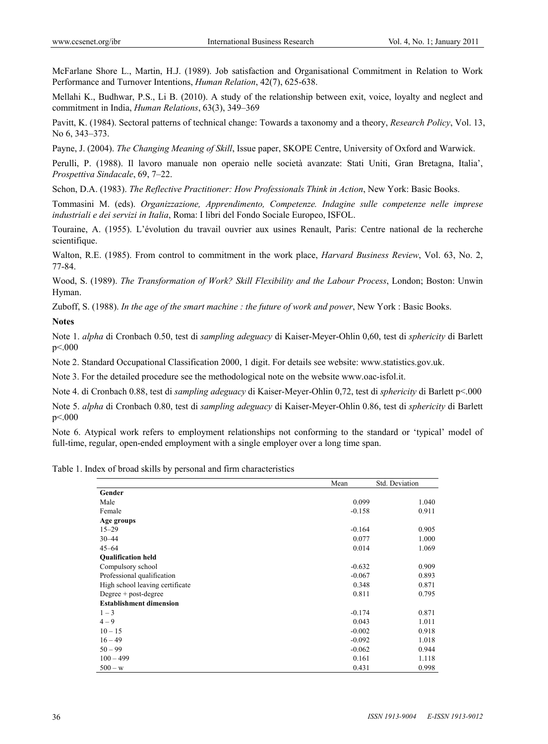McFarlane Shore L., Martin, H.J. (1989). Job satisfaction and Organisational Commitment in Relation to Work Performance and Turnover Intentions, *Human Relation*, 42(7), 625-638.

Mellahi K., Budhwar, P.S., Li B. (2010). A study of the relationship between exit, voice, loyalty and neglect and commitment in India, *Human Relations*, 63(3), 349–369

Pavitt, K. (1984). Sectoral patterns of technical change: Towards a taxonomy and a theory, *Research Policy*, Vol. 13, No 6, 343–373.

Payne, J. (2004). *The Changing Meaning of Skill*, Issue paper, SKOPE Centre, University of Oxford and Warwick.

Perulli, P. (1988). Il lavoro manuale non operaio nelle società avanzate: Stati Uniti, Gran Bretagna, Italia', *Prospettiva Sindacale*, 69, 7–22.

Schon, D.A. (1983). *The Reflective Practitioner: How Professionals Think in Action*, New York: Basic Books.

Tommasini M. (eds). *Organizzazione, Apprendimento, Competenze. Indagine sulle competenze nelle imprese industriali e dei servizi in Italia*, Roma: I libri del Fondo Sociale Europeo, ISFOL.

Touraine, A. (1955). L'évolution du travail ouvrier aux usines Renault, Paris: Centre national de la recherche scientifique.

Walton, R.E. (1985). From control to commitment in the work place, *Harvard Business Review*, Vol. 63, No. 2, 77-84.

Wood, S. (1989). *The Transformation of Work? Skill Flexibility and the Labour Process*, London; Boston: Unwin Hyman.

Zuboff, S. (1988). *In the age of the smart machine : the future of work and power*, New York : Basic Books.

**Notes**

Note 1. *alpha* di Cronbach 0.50, test di *sampling adeguacy* di Kaiser-Meyer-Ohlin 0,60, test di *sphericity* di Barlett p<.000

Note 2. Standard Occupational Classification 2000, 1 digit. For details see website: www.statistics.gov.uk.

Note 3. For the detailed procedure see the methodological note on the website www.oac-isfol.it.

Note 4. di Cronbach 0.88, test di *sampling adeguacy* di Kaiser-Meyer-Ohlin 0,72, test di *sphericity* di Barlett p<.000

Note 5. *alpha* di Cronbach 0.80, test di *sampling adeguacy* di Kaiser-Meyer-Ohlin 0.86, test di *sphericity* di Barlett p<.000

Note 6. Atypical work refers to employment relationships not conforming to the standard or 'typical' model of full-time, regular, open-ended employment with a single employer over a long time span.

Table 1. Index of broad skills by personal and firm characteristics

| | Mean | Std. Deviation |
|---|---|---|
| **Gender** | | |
| Male | 0.099 | 1.040 |
| Female | -0.158 | 0.911 |
| **Age groups** | | |
| 15–29 | -0.164 | 0.905 |
| 30–44 | 0.077 | 1.000 |
| 45–64 | 0.014 | 1.069 |
| **Qualification held** | | |
| Compulsory school | -0.632 | 0.909 |
| Professional qualification | -0.067 | 0.893 |
| High school leaving certificate | 0.348 | 0.871 |
| Degree + post-degree | 0.811 | 0.795 |
| **Establishment dimension** | | |
| 1 – 3 | -0.174 | 0.871 |
| 4 – 9 | 0.043 | 1.011 |
| 10 – 15 | -0.002 | 0.918 |
| 16 – 49 | -0.092 | 1.018 |
| 50 – 99 | -0.062 | 0.944 |
| 100 – 499 | 0.161 | 1.118 |
| 500 – w | 0.431 | 0.998 |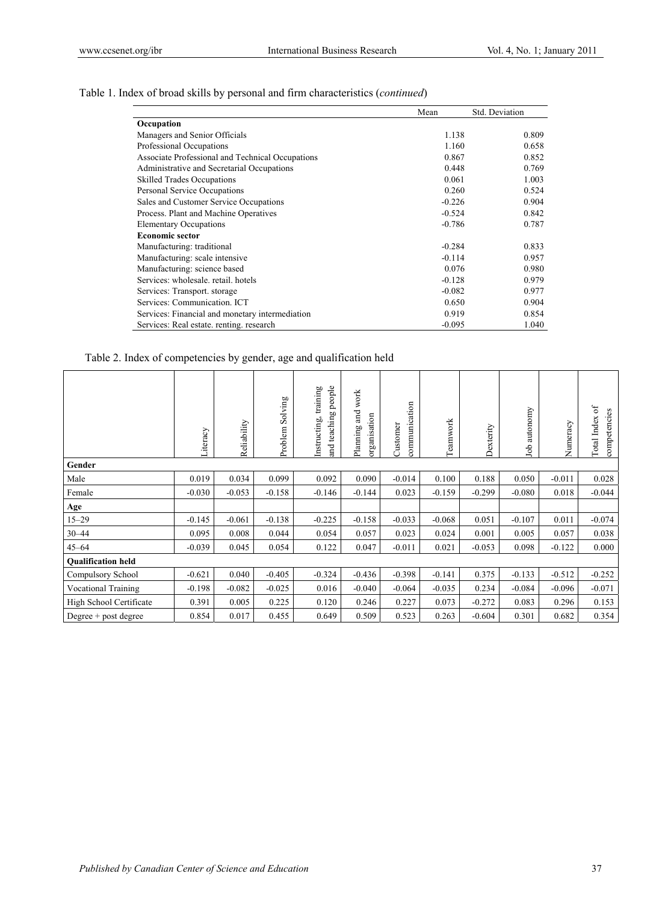Table 1. Index of broad skills by personal and firm characteristics (*continued*)

| | Mean | Std. Deviation |
|---|---|---|
| **Occupation** | | |
| Managers and Senior Officials | 1.138 | 0.809 |
| Professional Occupations | 1.160 | 0.658 |
| Associate Professional and Technical Occupations | 0.867 | 0.852 |
| Administrative and Secretarial Occupations | 0.448 | 0.769 |
| Skilled Trades Occupations | 0.061 | 1.003 |
| Personal Service Occupations | 0.260 | 0.524 |
| Sales and Customer Service Occupations | -0.226 | 0.904 |
| Process. Plant and Machine Operatives | -0.524 | 0.842 |
| Elementary Occupations | -0.786 | 0.787 |
| **Economic sector** | | |
| Manufacturing: traditional | -0.284 | 0.833 |
| Manufacturing: scale intensive | -0.114 | 0.957 |
| Manufacturing: science based | 0.076 | 0.980 |
| Services: wholesale. retail. hotels | -0.128 | 0.979 |
| Services: Transport. storage | -0.082 | 0.977 |
| Services: Communication. ICT | 0.650 | 0.904 |
| Services: Financial and monetary intermediation | 0.919 | 0.854 |
| Services: Real estate. renting. research | -0.095 | 1.040 |

Table 2. Index of competencies by gender, age and qualification held

| | Literacy | Reliability | Problem Solving | Instructing, training and teaching people | Planning and work organisation | Customer communication | Teamwork | Dexterity | Job autonomy | Numeracy | Total Index of competencies |
|---|---|---|---|---|---|---|---|---|---|---|---|
| **Gender** | | | | | | | | | | | |
| Male | 0.019 | 0.034 | 0.099 | 0.092 | 0.090 | -0.014 | 0.100 | 0.188 | 0.050 | -0.011 | 0.028 |
| Female | -0.030 | -0.053 | -0.158 | -0.146 | -0.144 | 0.023 | -0.159 | -0.299 | -0.080 | 0.018 | -0.044 |
| **Age** | | | | | | | | | | | |
| 15–29 | -0.145 | -0.061 | -0.138 | -0.225 | -0.158 | -0.033 | -0.068 | 0.051 | -0.107 | 0.011 | -0.074 |
| 30–44 | 0.095 | 0.008 | 0.044 | 0.054 | 0.057 | 0.023 | 0.024 | 0.001 | 0.005 | 0.057 | 0.038 |
| 45–64 | -0.039 | 0.045 | 0.054 | 0.122 | 0.047 | -0.011 | 0.021 | -0.053 | 0.098 | -0.122 | 0.000 |
| **Qualification held** | | | | | | | | | | | |
| Compulsory School | -0.621 | 0.040 | -0.405 | -0.324 | -0.436 | -0.398 | -0.141 | 0.375 | -0.133 | -0.512 | -0.252 |
| Vocational Training | -0.198 | -0.082 | -0.025 | 0.016 | -0.040 | -0.064 | -0.035 | 0.234 | -0.084 | -0.096 | -0.071 |
| High School Certificate | 0.391 | 0.005 | 0.225 | 0.120 | 0.246 | 0.227 | 0.073 | -0.272 | 0.083 | 0.296 | 0.153 |
| Degree + post degree | 0.854 | 0.017 | 0.455 | 0.649 | 0.509 | 0.523 | 0.263 | -0.604 | 0.301 | 0.682 | 0.354 |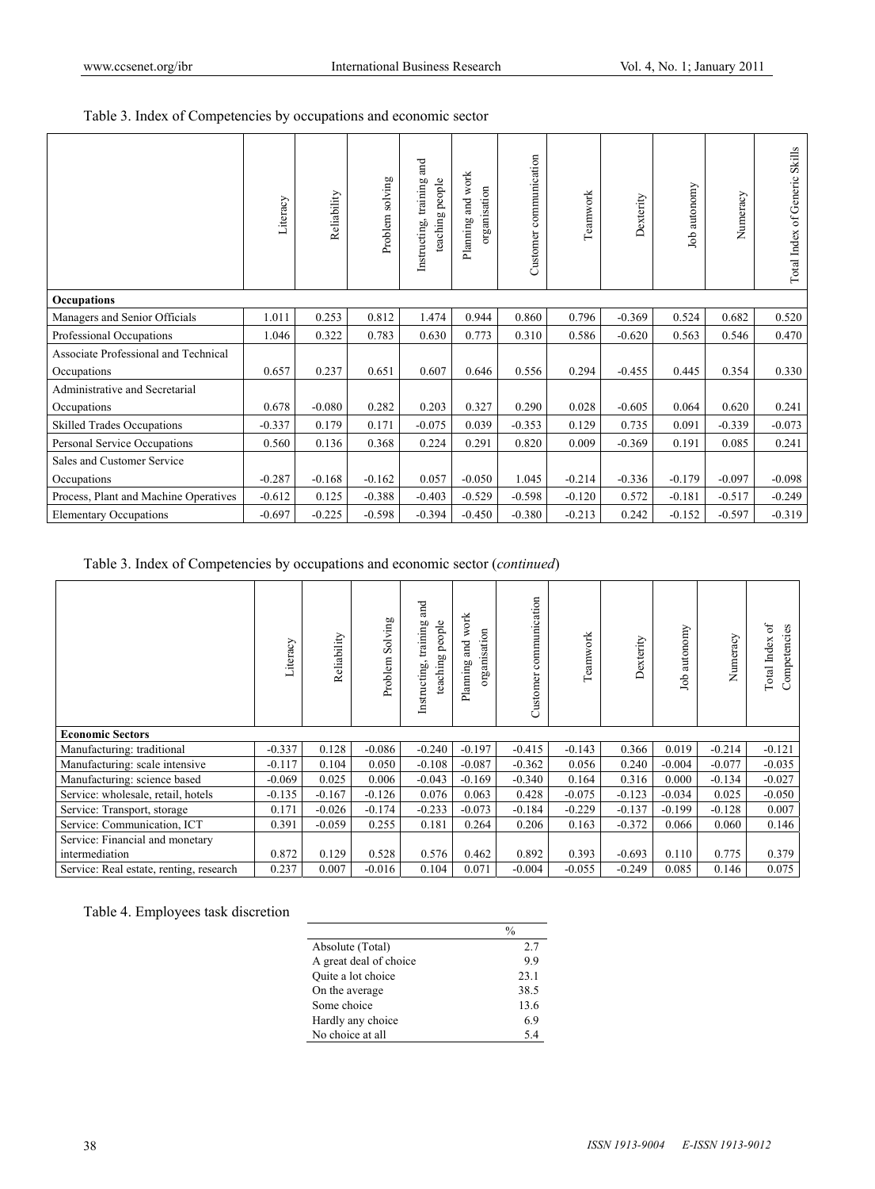Table 3. Index of Competencies by occupations and economic sector

| | Literacy | Reliability | Problem solving | Instructing, training and teaching people | Planning and work organisation | Customer communication | Teamwork | Dexterity | Job autonomy | Numeracy | Total Index of Generic Skills |
|---|---|---|---|---|---|---|---|---|---|---|---|
| **Occupations** | | | | | | | | | | | |
| Managers and Senior Officials | 1.011 | 0.253 | 0.812 | 1.474 | 0.944 | 0.860 | 0.796 | -0.369 | 0.524 | 0.682 | 0.520 |
| Professional Occupations | 1.046 | 0.322 | 0.783 | 0.630 | 0.773 | 0.310 | 0.586 | -0.620 | 0.563 | 0.546 | 0.470 |
| Associate Professional and Technical Occupations | 0.657 | 0.237 | 0.651 | 0.607 | 0.646 | 0.556 | 0.294 | -0.455 | 0.445 | 0.354 | 0.330 |
| Administrative and Secretarial Occupations | 0.678 | -0.080 | 0.282 | 0.203 | 0.327 | 0.290 | 0.028 | -0.605 | 0.064 | 0.620 | 0.241 |
| Skilled Trades Occupations | -0.337 | 0.179 | 0.171 | -0.075 | 0.039 | -0.353 | 0.129 | 0.735 | 0.091 | -0.339 | -0.073 |
| Personal Service Occupations | 0.560 | 0.136 | 0.368 | 0.224 | 0.291 | 0.820 | 0.009 | -0.369 | 0.191 | 0.085 | 0.241 |
| Sales and Customer Service Occupations | -0.287 | -0.168 | -0.162 | 0.057 | -0.050 | 1.045 | -0.214 | -0.336 | -0.179 | -0.097 | -0.098 |
| Process, Plant and Machine Operatives | -0.612 | 0.125 | -0.388 | -0.403 | -0.529 | -0.598 | -0.120 | 0.572 | -0.181 | -0.517 | -0.249 |
| Elementary Occupations | -0.697 | -0.225 | -0.598 | -0.394 | -0.450 | -0.380 | -0.213 | 0.242 | -0.152 | -0.597 | -0.319 |

Table 3. Index of Competencies by occupations and economic sector (*continued*)

| | Literacy | Reliability | Problem Solving | Instructing, training and teaching people | Planning and work organisation | Customer communication | Teamwork | Dexterity | Job autonomy | Numeracy | Total Index of Competencies |
|---|---|---|---|---|---|---|---|---|---|---|---|
| **Economic Sectors** | | | | | | | | | | | |
| Manufacturing: traditional | -0.337 | 0.128 | -0.086 | -0.240 | -0.197 | -0.415 | -0.143 | 0.366 | 0.019 | -0.214 | -0.121 |
| Manufacturing: scale intensive | -0.117 | 0.104 | 0.050 | -0.108 | -0.087 | -0.362 | 0.056 | 0.240 | -0.004 | -0.077 | -0.035 |
| Manufacturing: science based | -0.069 | 0.025 | 0.006 | -0.043 | -0.169 | -0.340 | 0.164 | 0.316 | 0.000 | -0.134 | -0.027 |
| Service: wholesale, retail, hotels | -0.135 | -0.167 | -0.126 | 0.076 | 0.063 | 0.428 | -0.075 | -0.123 | -0.034 | 0.025 | -0.050 |
| Service: Transport, storage | 0.171 | -0.026 | -0.174 | -0.233 | -0.073 | -0.184 | -0.229 | -0.137 | -0.199 | -0.128 | 0.007 |
| Service: Communication, ICT | 0.391 | -0.059 | 0.255 | 0.181 | 0.264 | 0.206 | 0.163 | -0.372 | 0.066 | 0.060 | 0.146 |
| Service: Financial and monetary intermediation | 0.872 | 0.129 | 0.528 | 0.576 | 0.462 | 0.892 | 0.393 | -0.693 | 0.110 | 0.775 | 0.379 |
| Service: Real estate, renting, research | 0.237 | 0.007 | -0.016 | 0.104 | 0.071 | -0.004 | -0.055 | -0.249 | 0.085 | 0.146 | 0.075 |

Table 4. Employees task discretion

| | % |
|---|---|
| Absolute (Total) | 2.7 |
| A great deal of choice | 9.9 |
| Quite a lot choice | 23.1 |
| On the average | 38.5 |
| Some choice | 13.6 |
| Hardly any choice | 6.9 |
| No choice at all | 5.4 |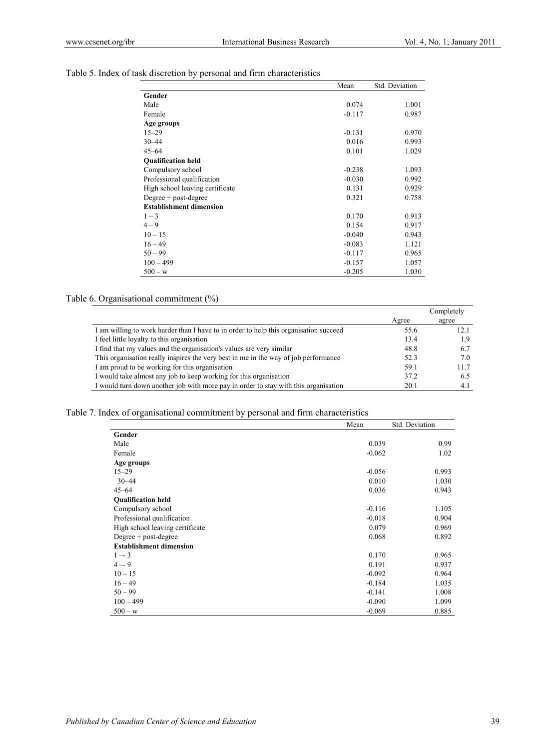Table 5. Index of task discretion by personal and firm characteristics

| | Mean | Std. Deviation |
|---|---|---|
| **Gender** | | |
| Male | 0.074 | 1.001 |
| Female | -0.117 | 0.987 |
| **Age groups** | | |
| 15–29 | -0.131 | 0.970 |
| 30–44 | 0.016 | 0.993 |
| 45–64 | 0.101 | 1.029 |
| **Qualification held** | | |
| Compulsory school | -0.238 | 1.093 |
| Professional qualification | -0.030 | 0.992 |
| High school leaving certificate | 0.131 | 0.929 |
| Degree + post-degree | 0.321 | 0.758 |
| **Establishment dimension** | | |
| 1 – 3 | 0.170 | 0.913 |
| 4 – 9 | 0.154 | 0.917 |
| 10 – 15 | -0.040 | 0.943 |
| 16 – 49 | -0.083 | 1.121 |
| 50 – 99 | -0.117 | 0.965 |
| 100 – 499 | -0.157 | 1.057 |
| 500 – w | -0.205 | 1.030 |

Table 6. Organisational commitment (%)

| | Agree | Completely agree |
|---|---|---|
| I am willing to work harder than I have to in order to help this organisation succeed | 55.6 | 12.1 |
| I feel little loyalty to this organisation | 13.4 | 1.9 |
| I find that my values and the organisation's values are very similar | 48.8 | 6.7 |
| This organisation really inspires the very best in me in the way of job performance | 52.3 | 7.0 |
| I am proud to be working for this organisation | 59.1 | 11.7 |
| I would take almost any job to keep working for this organisation | 37.2 | 6.5 |
| I would turn down another job with more pay in order to stay with this organisation | 20.1 | 4.1 |

Table 7. Index of organisational commitment by personal and firm characteristics

| | Mean | Std. Deviation |
|---|---|---|
| **Gender** | | |
| Male | 0.039 | 0.99 |
| Female | -0.062 | 1.02 |
| **Age groups** | | |
| 15–29 | -0.056 | 0.993 |
| 30–44 | 0.010 | 1.030 |
| 45–64 | 0.036 | 0.943 |
| **Qualification held** | | |
| Compulsory school | -0.116 | 1.105 |
| Professional qualification | -0.018 | 0.904 |
| High school leaving certificate | 0.079 | 0.969 |
| Degree + post-degree | 0.068 | 0.892 |
| **Establishment dimension** | | |
| 1 –- 3 | 0.170 | 0.965 |
| 4 –- 9 | 0.191 | 0.937 |
| 10 – 15 | -0.092 | 0.964 |
| 16 – 49 | -0.184 | 1.035 |
| 50 – 99 | -0.141 | 1.008 |
| 100 – 499 | -0.090 | 1.099 |
| 500 – w | -0.069 | 0.885 |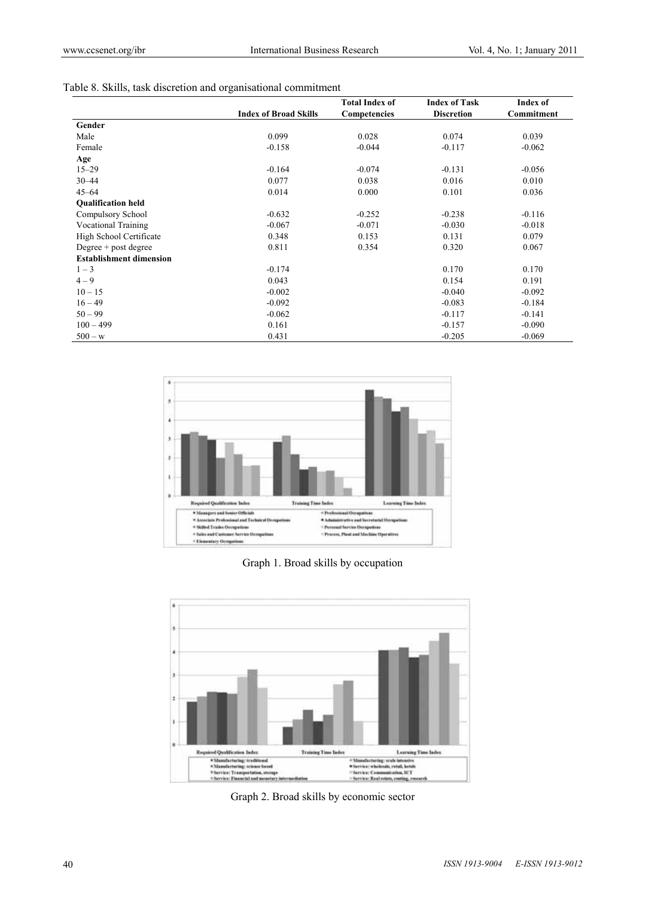Table 8. Skills, task discretion and organisational commitment

| | Index of Broad Skills | Total Index of Competencies | Index of Task Discretion | Index of Commitment |
|---|---|---|---|---|
| **Gender** | | | | |
| Male | 0.099 | 0.028 | 0.074 | 0.039 |
| Female | -0.158 | -0.044 | -0.117 | -0.062 |
| **Age** | | | | |
| 15–29 | -0.164 | -0.074 | -0.131 | -0.056 |
| 30–44 | 0.077 | 0.038 | 0.016 | 0.010 |
| 45–64 | 0.014 | 0.000 | 0.101 | 0.036 |
| **Qualification held** | | | | |
| Compulsory School | -0.632 | -0.252 | -0.238 | -0.116 |
| Vocational Training | -0.067 | -0.071 | -0.030 | -0.018 |
| High School Certificate | 0.348 | 0.153 | 0.131 | 0.079 |
| Degree + post degree | 0.811 | 0.354 | 0.320 | 0.067 |
| **Establishment dimension** | | | | |
| 1 – 3 | -0.174 | | 0.170 | 0.170 |
| 4 – 9 | 0.043 | | 0.154 | 0.191 |
| 10 – 15 | -0.002 | | -0.040 | -0.092 |
| 16 – 49 | -0.092 | | -0.083 | -0.184 |
| 50 – 99 | -0.062 | | -0.117 | -0.141 |
| 100 – 499 | 0.161 | | -0.157 | -0.090 |
| 500 – w | 0.431 | | -0.205 | -0.069 |

Graph 1. Broad skills by occupation

Graph 2. Broad skills by economic sector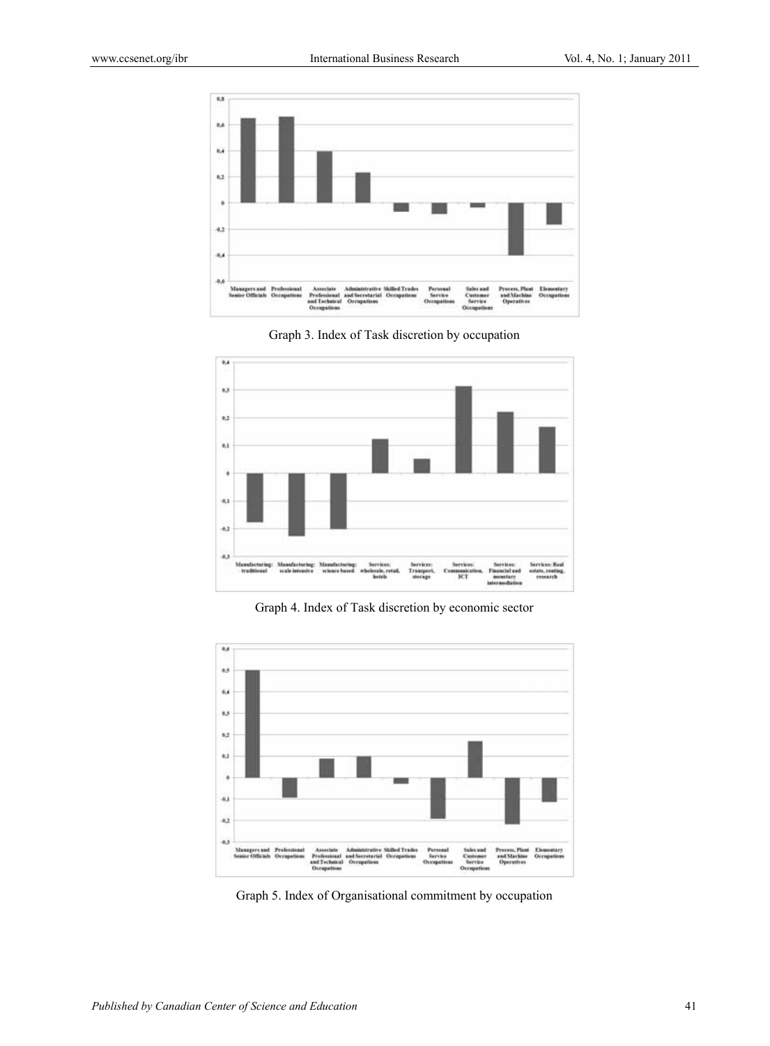Graph 3. Index of Task discretion by occupation

Graph 4. Index of Task discretion by economic sector

Graph 5. Index of Organisational commitment by occupation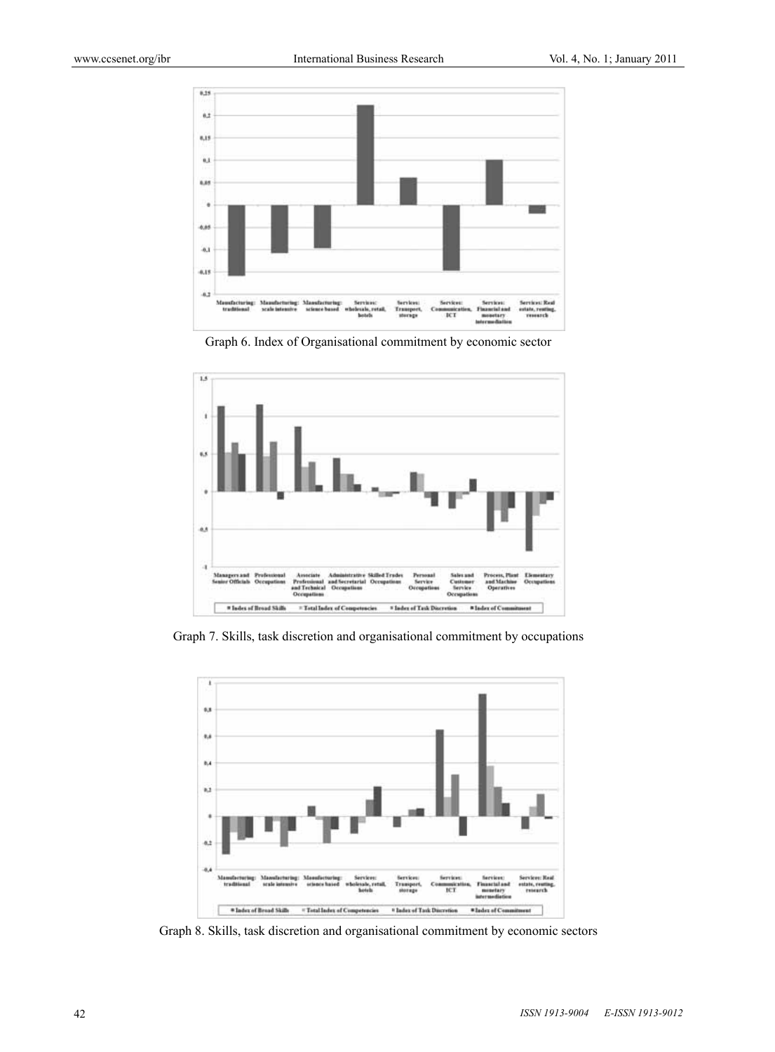0,25

0,2

0,15

0,1

0,05

0

-0,05

-0,1

-0,15

-0,2

Manufacturing: traditional

Manufacturing: scale intensive

Manufacturing: science based

Services: wholesale, retail, hotels

Services: Transport, storage

Services: Communication, ICT

Services: Financial and monetary intermediation

Services: Real estate, renting, research

Graph 6. Index of Organisational commitment by economic sector

1,5

1

0,5

0

-0,5

-1

Managers and Senior Officials

Professional Occupations

Associate Professional and Technical Occupations

Administrative and Secretarial Occupations

Skilled Trades Occupations

Personal Service Occupations

Sales and Customer Service Occupations

Process, Plant and Machine Operatives

Elementary Occupations

Index of Broad Skills

Total Index of Competencies

Index of Task Discretion

Index of Commitment

Graph 7. Skills, task discretion and organisational commitment by occupations

1

0,8

0,6

0,4

0,2

0

-0,2

-0,4

Manufacturing: traditional

Manufacturing: scale intensive

Manufacturing: science based

Services: wholesale, retail, hotels

Services: Transport, storage

Services: Communication, ICT

Services: Financial and monetary intermediation

Services: Real estate, renting, research

Index of Broad Skills

Total Index of Competencies

Index of Task Discretion

Index of Commitment

Graph 8. Skills, task discretion and organisational commitment by economic sectors